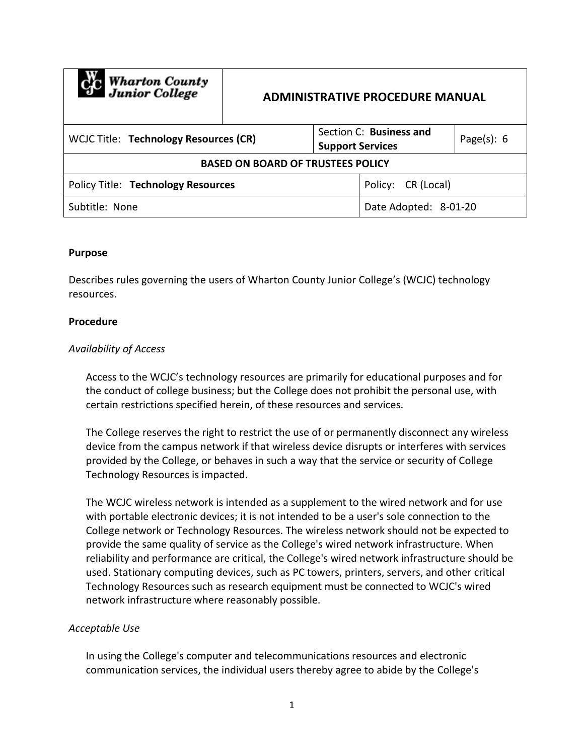| Wharton County Junior College | ADMINISTRATIVE PROCEDURE MANUAL | | |
|---|---|---|---|
| WCJC Title: **Technology Resources (CR)** | Section C: **Business and Support Services** | | Page(s): 6 |
| **BASED ON BOARD OF TRUSTEES POLICY** | | | |
| Policy Title: **Technology Resources** | | Policy: CR (Local) | |
| Subtitle: None | | Date Adopted: 8-01-20 | |

**Purpose**

Describes rules governing the users of Wharton County Junior College's (WCJC) technology resources.

**Procedure**

*Availability of Access*

Access to the WCJC's technology resources are primarily for educational purposes and for the conduct of college business; but the College does not prohibit the personal use, with certain restrictions specified herein, of these resources and services.

The College reserves the right to restrict the use of or permanently disconnect any wireless device from the campus network if that wireless device disrupts or interferes with services provided by the College, or behaves in such a way that the service or security of College Technology Resources is impacted.

The WCJC wireless network is intended as a supplement to the wired network and for use with portable electronic devices; it is not intended to be a user's sole connection to the College network or Technology Resources. The wireless network should not be expected to provide the same quality of service as the College's wired network infrastructure. When reliability and performance are critical, the College's wired network infrastructure should be used. Stationary computing devices, such as PC towers, printers, servers, and other critical Technology Resources such as research equipment must be connected to WCJC's wired network infrastructure where reasonably possible.

*Acceptable Use*

In using the College's computer and telecommunications resources and electronic communication services, the individual users thereby agree to abide by the College's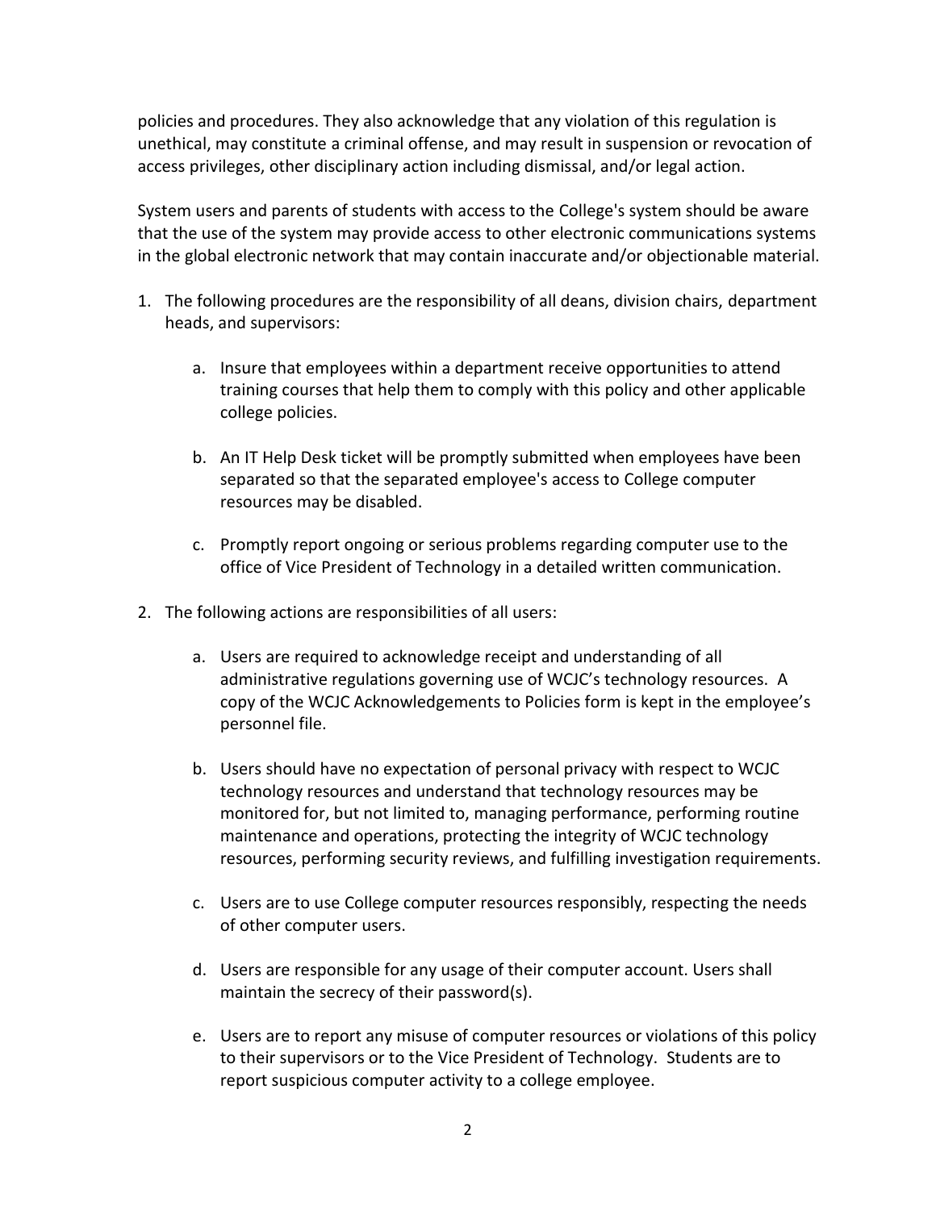policies and procedures. They also acknowledge that any violation of this regulation is unethical, may constitute a criminal offense, and may result in suspension or revocation of access privileges, other disciplinary action including dismissal, and/or legal action.

System users and parents of students with access to the College's system should be aware that the use of the system may provide access to other electronic communications systems in the global electronic network that may contain inaccurate and/or objectionable material.

1. The following procedures are the responsibility of all deans, division chairs, department heads, and supervisors:

    a. Insure that employees within a department receive opportunities to attend training courses that help them to comply with this policy and other applicable college policies.

    b. An IT Help Desk ticket will be promptly submitted when employees have been separated so that the separated employee's access to College computer resources may be disabled.

    c. Promptly report ongoing or serious problems regarding computer use to the office of Vice President of Technology in a detailed written communication.

2. The following actions are responsibilities of all users:

    a. Users are required to acknowledge receipt and understanding of all administrative regulations governing use of WCJC's technology resources. A copy of the WCJC Acknowledgements to Policies form is kept in the employee's personnel file.

    b. Users should have no expectation of personal privacy with respect to WCJC technology resources and understand that technology resources may be monitored for, but not limited to, managing performance, performing routine maintenance and operations, protecting the integrity of WCJC technology resources, performing security reviews, and fulfilling investigation requirements.

    c. Users are to use College computer resources responsibly, respecting the needs of other computer users.

    d. Users are responsible for any usage of their computer account. Users shall maintain the secrecy of their password(s).

    e. Users are to report any misuse of computer resources or violations of this policy to their supervisors or to the Vice President of Technology. Students are to report suspicious computer activity to a college employee.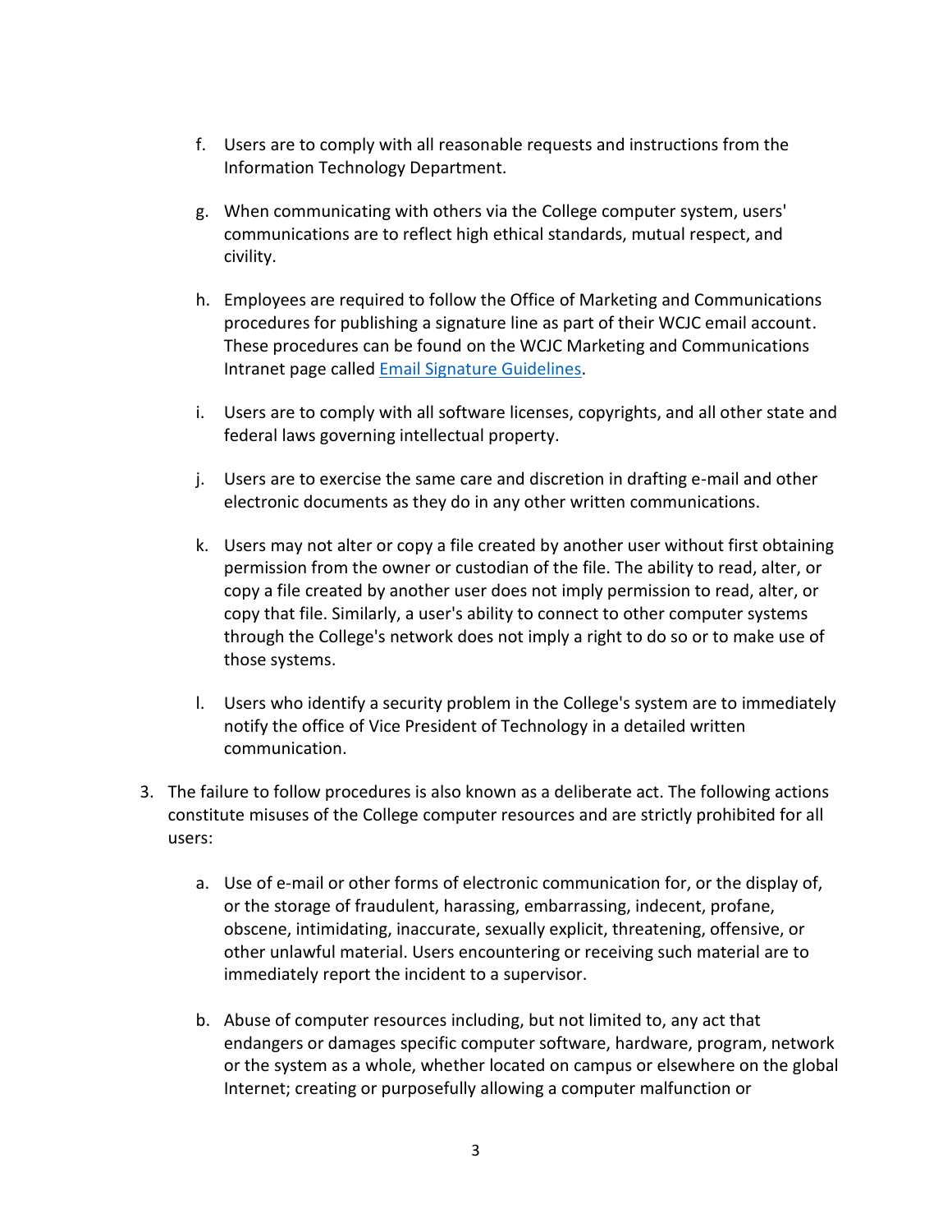f. Users are to comply with all reasonable requests and instructions from the Information Technology Department.

   g. When communicating with others via the College computer system, users' communications are to reflect high ethical standards, mutual respect, and civility.

   h. Employees are required to follow the Office of Marketing and Communications procedures for publishing a signature line as part of their WCJC email account. These procedures can be found on the WCJC Marketing and Communications Intranet page called Email Signature Guidelines.

   i. Users are to comply with all software licenses, copyrights, and all other state and federal laws governing intellectual property.

   j. Users are to exercise the same care and discretion in drafting e-mail and other electronic documents as they do in any other written communications.

   k. Users may not alter or copy a file created by another user without first obtaining permission from the owner or custodian of the file. The ability to read, alter, or copy a file created by another user does not imply permission to read, alter, or copy that file. Similarly, a user's ability to connect to other computer systems through the College's network does not imply a right to do so or to make use of those systems.

   l. Users who identify a security problem in the College's system are to immediately notify the office of Vice President of Technology in a detailed written communication.

3. The failure to follow procedures is also known as a deliberate act. The following actions constitute misuses of the College computer resources and are strictly prohibited for all users:

   a. Use of e-mail or other forms of electronic communication for, or the display of, or the storage of fraudulent, harassing, embarrassing, indecent, profane, obscene, intimidating, inaccurate, sexually explicit, threatening, offensive, or other unlawful material. Users encountering or receiving such material are to immediately report the incident to a supervisor.

   b. Abuse of computer resources including, but not limited to, any act that endangers or damages specific computer software, hardware, program, network or the system as a whole, whether located on campus or elsewhere on the global Internet; creating or purposefully allowing a computer malfunction or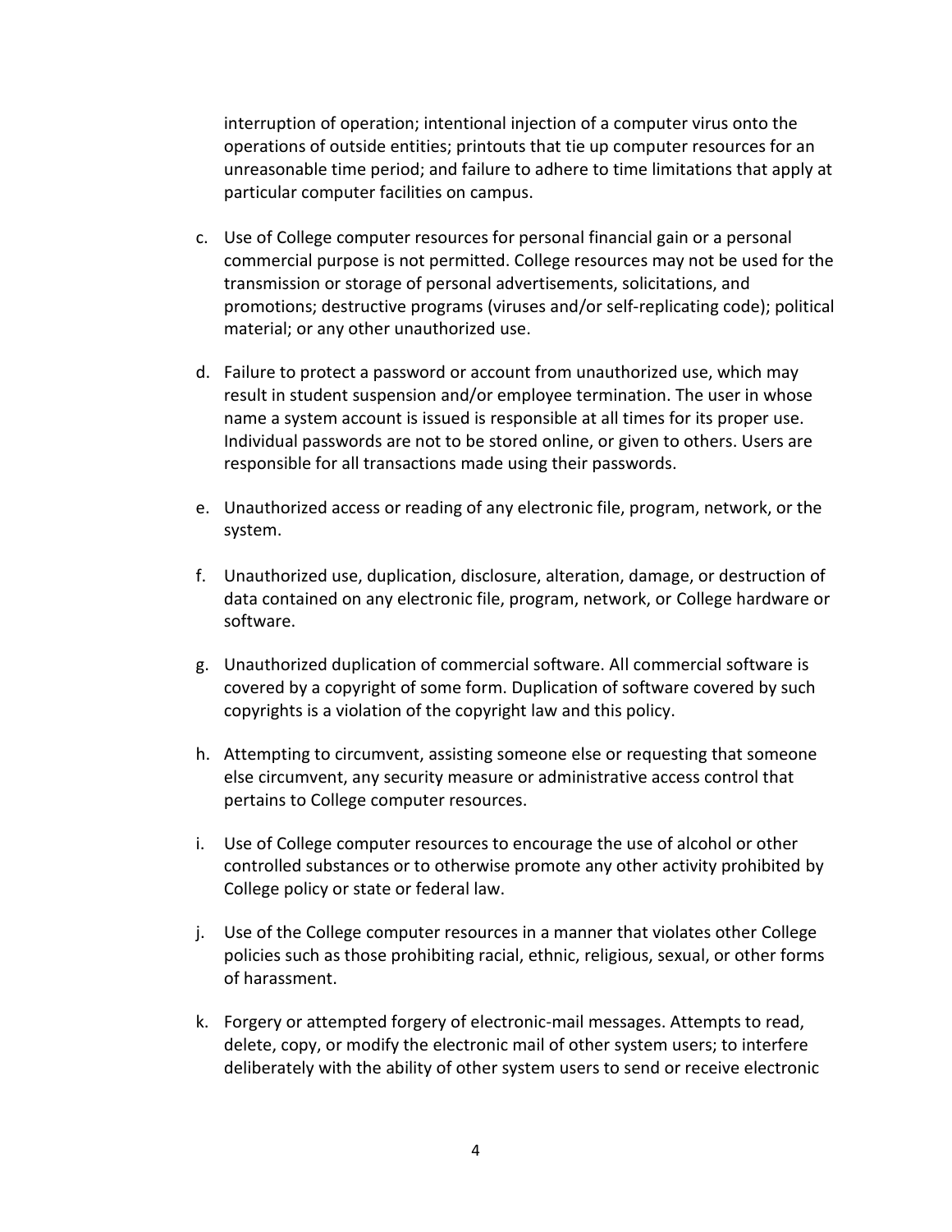interruption of operation; intentional injection of a computer virus onto the operations of outside entities; printouts that tie up computer resources for an unreasonable time period; and failure to adhere to time limitations that apply at particular computer facilities on campus.

c. Use of College computer resources for personal financial gain or a personal commercial purpose is not permitted. College resources may not be used for the transmission or storage of personal advertisements, solicitations, and promotions; destructive programs (viruses and/or self-replicating code); political material; or any other unauthorized use.

d. Failure to protect a password or account from unauthorized use, which may result in student suspension and/or employee termination. The user in whose name a system account is issued is responsible at all times for its proper use. Individual passwords are not to be stored online, or given to others. Users are responsible for all transactions made using their passwords.

e. Unauthorized access or reading of any electronic file, program, network, or the system.

f. Unauthorized use, duplication, disclosure, alteration, damage, or destruction of data contained on any electronic file, program, network, or College hardware or software.

g. Unauthorized duplication of commercial software. All commercial software is covered by a copyright of some form. Duplication of software covered by such copyrights is a violation of the copyright law and this policy.

h. Attempting to circumvent, assisting someone else or requesting that someone else circumvent, any security measure or administrative access control that pertains to College computer resources.

i. Use of College computer resources to encourage the use of alcohol or other controlled substances or to otherwise promote any other activity prohibited by College policy or state or federal law.

j. Use of the College computer resources in a manner that violates other College policies such as those prohibiting racial, ethnic, religious, sexual, or other forms of harassment.

k. Forgery or attempted forgery of electronic-mail messages. Attempts to read, delete, copy, or modify the electronic mail of other system users; to interfere deliberately with the ability of other system users to send or receive electronic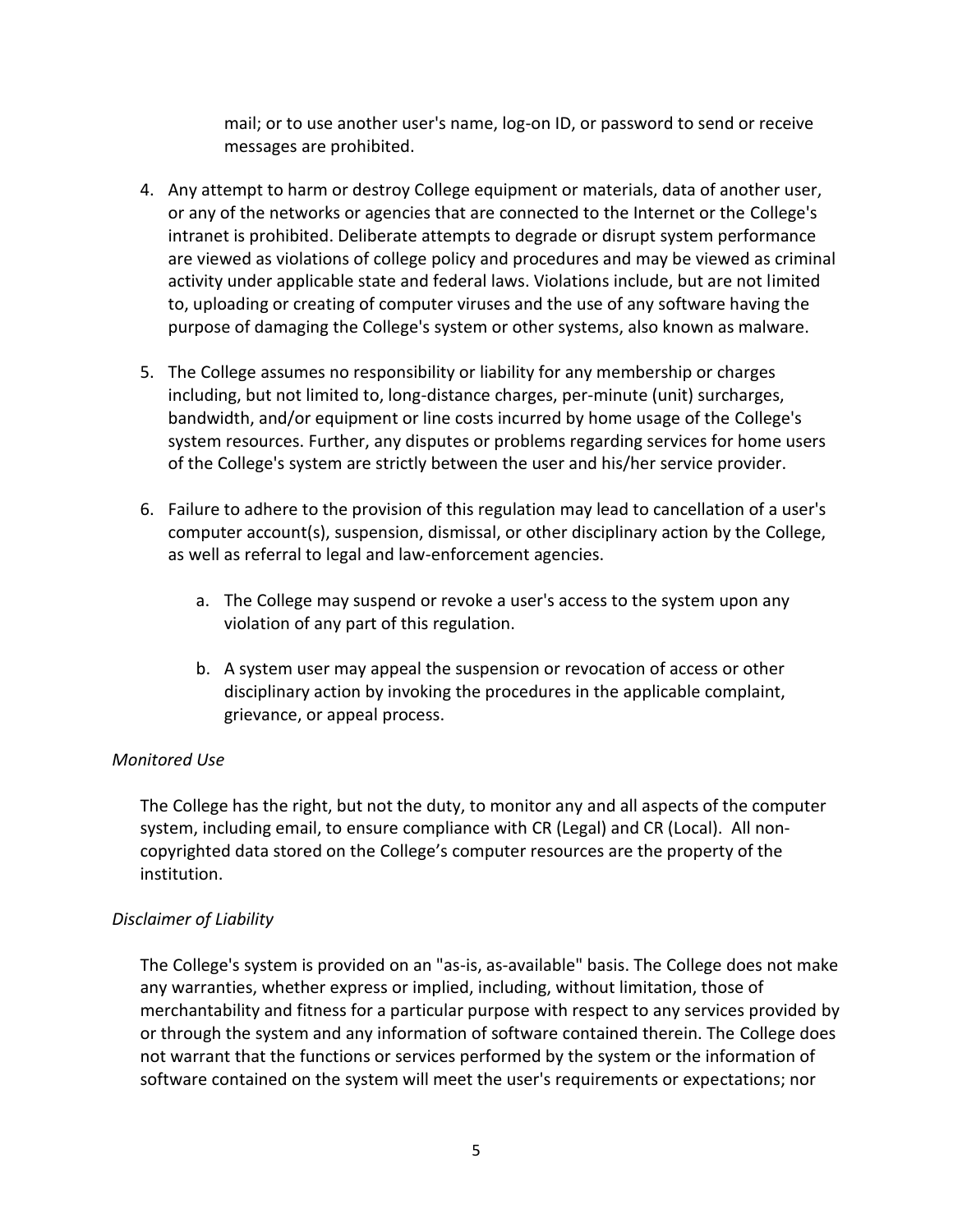mail; or to use another user's name, log-on ID, or password to send or receive messages are prohibited.

4. Any attempt to harm or destroy College equipment or materials, data of another user, or any of the networks or agencies that are connected to the Internet or the College's intranet is prohibited. Deliberate attempts to degrade or disrupt system performance are viewed as violations of college policy and procedures and may be viewed as criminal activity under applicable state and federal laws. Violations include, but are not limited to, uploading or creating of computer viruses and the use of any software having the purpose of damaging the College's system or other systems, also known as malware.

5. The College assumes no responsibility or liability for any membership or charges including, but not limited to, long-distance charges, per-minute (unit) surcharges, bandwidth, and/or equipment or line costs incurred by home usage of the College's system resources. Further, any disputes or problems regarding services for home users of the College's system are strictly between the user and his/her service provider.

6. Failure to adhere to the provision of this regulation may lead to cancellation of a user's computer account(s), suspension, dismissal, or other disciplinary action by the College, as well as referral to legal and law-enforcement agencies.

   a. The College may suspend or revoke a user's access to the system upon any violation of any part of this regulation.

   b. A system user may appeal the suspension or revocation of access or other disciplinary action by invoking the procedures in the applicable complaint, grievance, or appeal process.

*Monitored Use*

The College has the right, but not the duty, to monitor any and all aspects of the computer system, including email, to ensure compliance with CR (Legal) and CR (Local). All non-copyrighted data stored on the College's computer resources are the property of the institution.

*Disclaimer of Liability*

The College's system is provided on an "as-is, as-available" basis. The College does not make any warranties, whether express or implied, including, without limitation, those of merchantability and fitness for a particular purpose with respect to any services provided by or through the system and any information of software contained therein. The College does not warrant that the functions or services performed by the system or the information of software contained on the system will meet the user's requirements or expectations; nor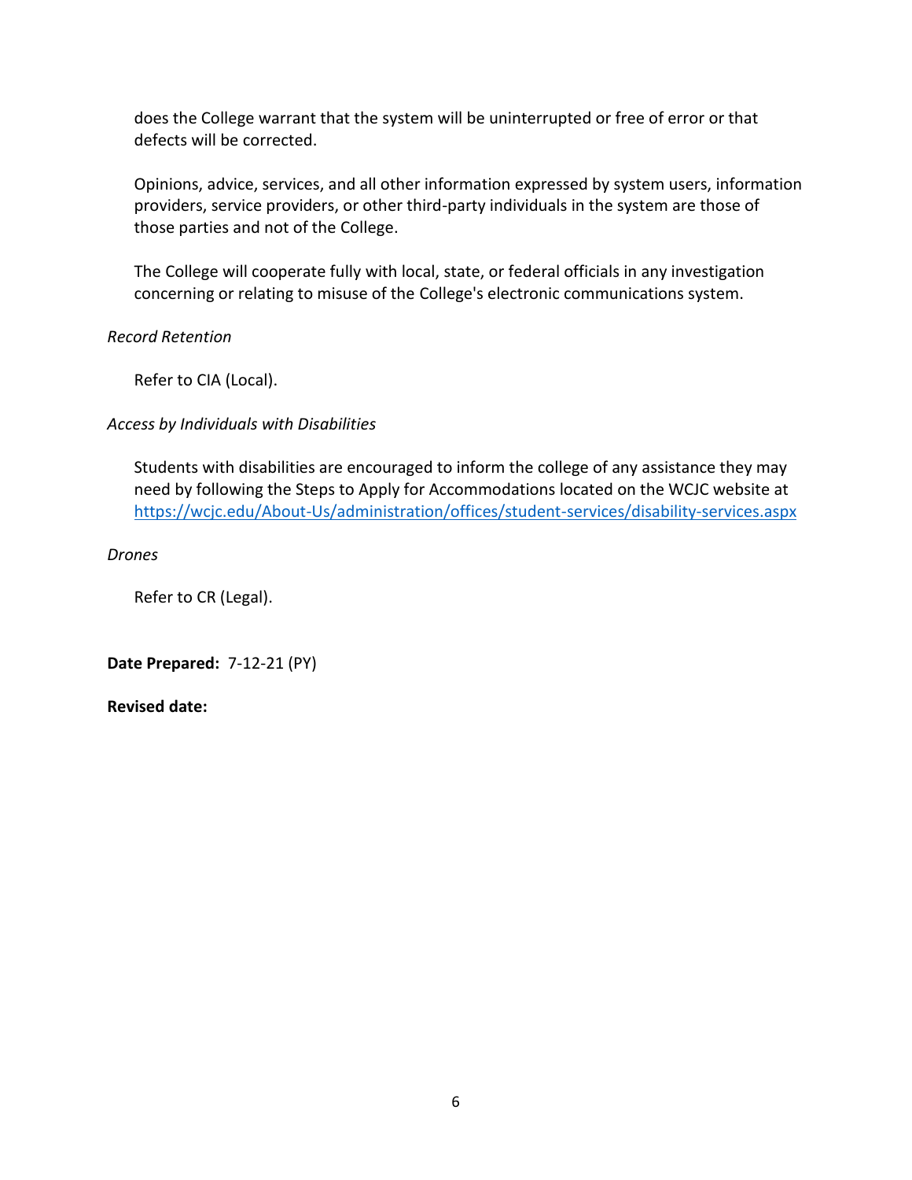does the College warrant that the system will be uninterrupted or free of error or that defects will be corrected.

Opinions, advice, services, and all other information expressed by system users, information providers, service providers, or other third-party individuals in the system are those of those parties and not of the College.

The College will cooperate fully with local, state, or federal officials in any investigation concerning or relating to misuse of the College's electronic communications system.

*Record Retention*

Refer to CIA (Local).

*Access by Individuals with Disabilities*

Students with disabilities are encouraged to inform the college of any assistance they may need by following the Steps to Apply for Accommodations located on the WCJC website at [https://wcjc.edu/About-Us/administration/offices/student-services/disability-services.aspx](https://wcjc.edu/About-Us/administration/offices/student-services/disability-services.aspx)

*Drones*

Refer to CR (Legal).

**Date Prepared:** 7-12-21 (PY)

**Revised date:**